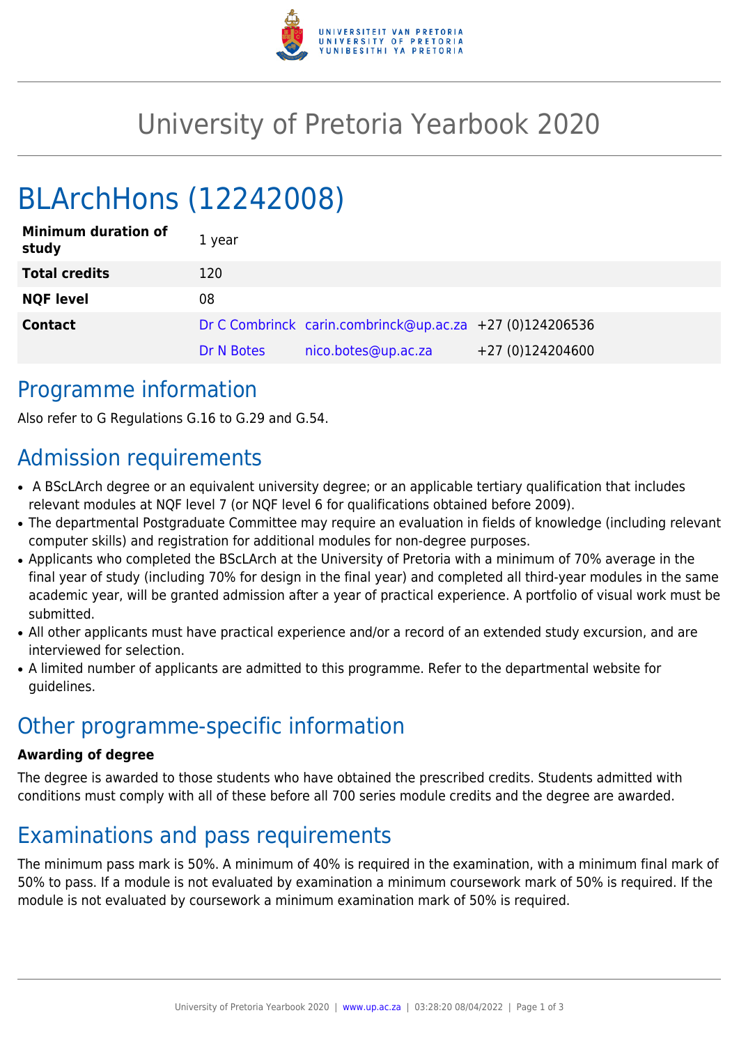# University of Pretoria Yearbook 2020

# BLArchHons (12242008)

| **Minimum duration of study** | 1 year | | |
|---|---|---|---|
| **Total credits** | 120 | | |
| **NQF level** | 08 | | |
| **Contact** | Dr C Combrinck | carin.combrinck@up.ac.za | +27 (0)124206536 |
| | Dr N Botes | nico.botes@up.ac.za | +27 (0)124204600 |

## Programme information

Also refer to G Regulations G.16 to G.29 and G.54.

## Admission requirements

- A BScLArch degree or an equivalent university degree; or an applicable tertiary qualification that includes relevant modules at NQF level 7 (or NQF level 6 for qualifications obtained before 2009).
- The departmental Postgraduate Committee may require an evaluation in fields of knowledge (including relevant computer skills) and registration for additional modules for non-degree purposes.
- Applicants who completed the BScLArch at the University of Pretoria with a minimum of 70% average in the final year of study (including 70% for design in the final year) and completed all third-year modules in the same academic year, will be granted admission after a year of practical experience. A portfolio of visual work must be submitted.
- All other applicants must have practical experience and/or a record of an extended study excursion, and are interviewed for selection.
- A limited number of applicants are admitted to this programme. Refer to the departmental website for guidelines.

## Other programme-specific information

**Awarding of degree**

The degree is awarded to those students who have obtained the prescribed credits. Students admitted with conditions must comply with all of these before all 700 series module credits and the degree are awarded.

## Examinations and pass requirements

The minimum pass mark is 50%. A minimum of 40% is required in the examination, with a minimum final mark of 50% to pass. If a module is not evaluated by examination a minimum coursework mark of 50% is required. If the module is not evaluated by coursework a minimum examination mark of 50% is required.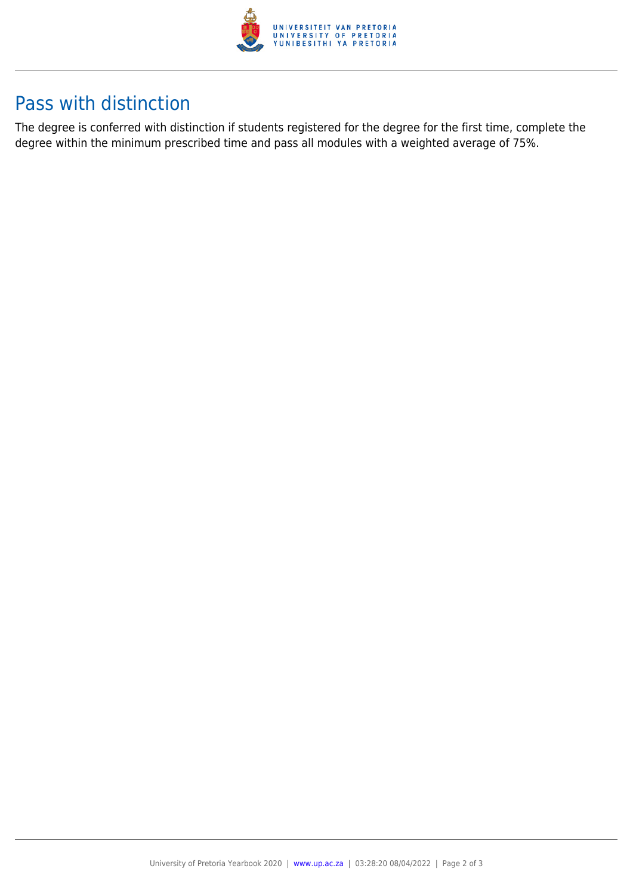## Pass with distinction

The degree is conferred with distinction if students registered for the degree for the first time, complete the degree within the minimum prescribed time and pass all modules with a weighted average of 75%.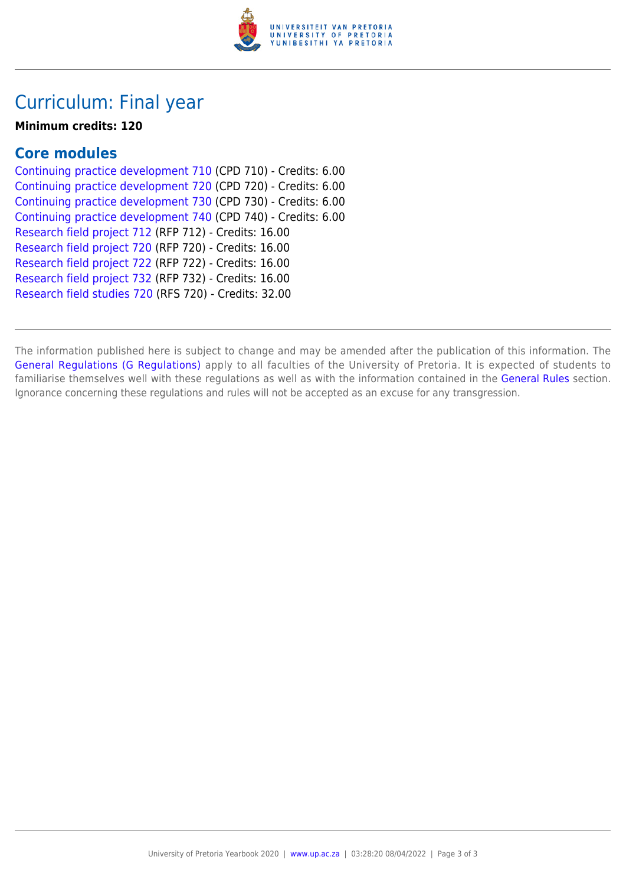# Curriculum: Final year

**Minimum credits: 120**

## Core modules

Continuing practice development 710 (CPD 710) - Credits: 6.00
Continuing practice development 720 (CPD 720) - Credits: 6.00
Continuing practice development 730 (CPD 730) - Credits: 6.00
Continuing practice development 740 (CPD 740) - Credits: 6.00
Research field project 712 (RFP 712) - Credits: 16.00
Research field project 720 (RFP 720) - Credits: 16.00
Research field project 722 (RFP 722) - Credits: 16.00
Research field project 732 (RFP 732) - Credits: 16.00
Research field studies 720 (RFS 720) - Credits: 32.00

The information published here is subject to change and may be amended after the publication of this information. The General Regulations (G Regulations) apply to all faculties of the University of Pretoria. It is expected of students to familiarise themselves well with these regulations as well as with the information contained in the General Rules section. Ignorance concerning these regulations and rules will not be accepted as an excuse for any transgression.